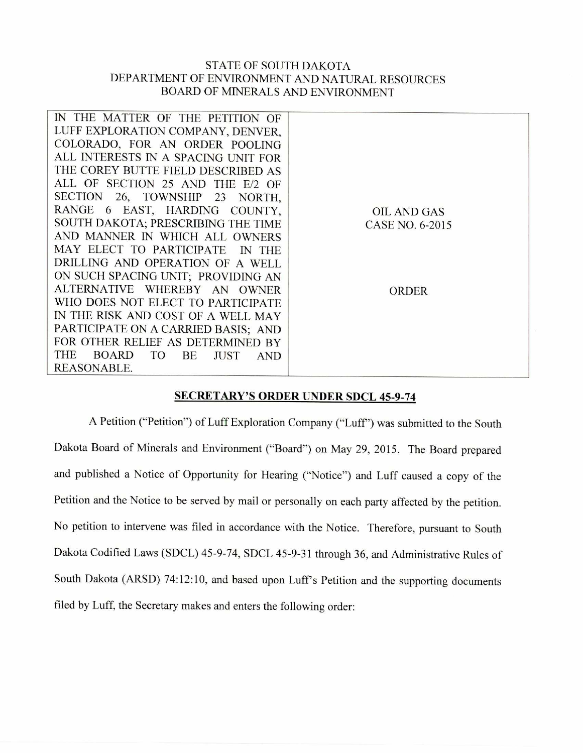STATE OF SOUTH DAKOTA
DEPARTMENT OF ENVIRONMENT AND NATURAL RESOURCES
BOARD OF MINERALS AND ENVIRONMENT

| IN THE MATTER OF THE PETITION OF LUFF EXPLORATION COMPANY, DENVER, COLORADO, FOR AN ORDER POOLING ALL INTERESTS IN A SPACING UNIT FOR THE COREY BUTTE FIELD DESCRIBED AS ALL OF SECTION 25 AND THE E/2 OF SECTION 26, TOWNSHIP 23 NORTH, RANGE 6 EAST, HARDING COUNTY, SOUTH DAKOTA; PRESCRIBING THE TIME AND MANNER IN WHICH ALL OWNERS MAY ELECT TO PARTICIPATE IN THE DRILLING AND OPERATION OF A WELL ON SUCH SPACING UNIT; PROVIDING AN ALTERNATIVE WHEREBY AN OWNER WHO DOES NOT ELECT TO PARTICIPATE IN THE RISK AND COST OF A WELL MAY PARTICIPATE ON A CARRIED BASIS; AND FOR OTHER RELIEF AS DETERMINED BY THE BOARD TO BE JUST AND REASONABLE. | OIL AND GAS<br>CASE NO. 6-2015<br><br>ORDER |
|---|---|

## SECRETARY'S ORDER UNDER SDCL 45-9-74

A Petition ("Petition") of Luff Exploration Company ("Luff") was submitted to the South Dakota Board of Minerals and Environment ("Board") on May 29, 2015. The Board prepared and published a Notice of Opportunity for Hearing ("Notice") and Luff caused a copy of the Petition and the Notice to be served by mail or personally on each party affected by the petition. No petition to intervene was filed in accordance with the Notice. Therefore, pursuant to South Dakota Codified Laws (SDCL) 45-9-74, SDCL 45-9-31 through 36, and Administrative Rules of South Dakota (ARSD) 74:12:10, and based upon Luff's Petition and the supporting documents filed by Luff, the Secretary makes and enters the following order: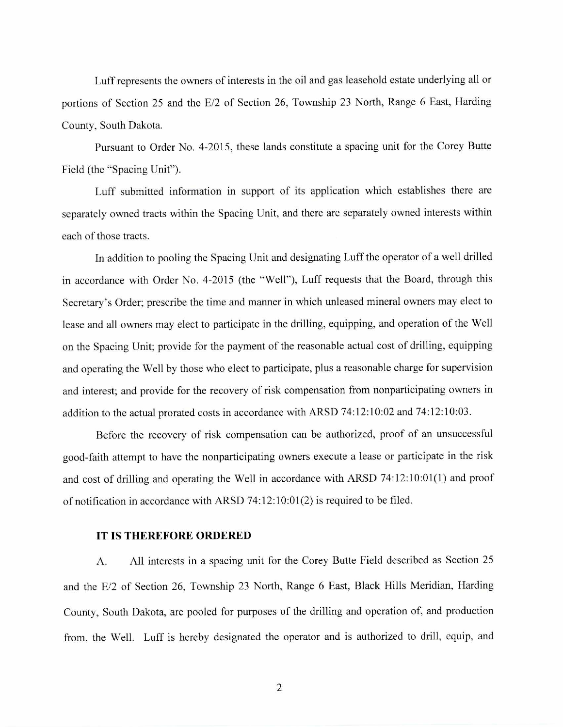Luff represents the owners of interests in the oil and gas leasehold estate underlying all or portions of Section 25 and the E/2 of Section 26, Township 23 North, Range 6 East, Harding County, South Dakota.

Pursuant to Order No. 4-2015, these lands constitute a spacing unit for the Corey Butte Field (the "Spacing Unit").

Luff submitted information in support of its application which establishes there are separately owned tracts within the Spacing Unit, and there are separately owned interests within each of those tracts.

In addition to pooling the Spacing Unit and designating Luff the operator of a well drilled in accordance with Order No. 4-2015 (the "Well"), Luff requests that the Board, through this Secretary's Order; prescribe the time and manner in which unleased mineral owners may elect to lease and all owners may elect to participate in the drilling, equipping, and operation of the Well on the Spacing Unit; provide for the payment of the reasonable actual cost of drilling, equipping and operating the Well by those who elect to participate, plus a reasonable charge for supervision and interest; and provide for the recovery of risk compensation from nonparticipating owners in addition to the actual prorated costs in accordance with ARSD 74:12:10:02 and 74:12:10:03.

Before the recovery of risk compensation can be authorized, proof of an unsuccessful good-faith attempt to have the nonparticipating owners execute a lease or participate in the risk and cost of drilling and operating the Well in accordance with ARSD 74:12:10:01(1) and proof of notification in accordance with ARSD 74:12:10:01(2) is required to be filed.

**IT IS THEREFORE ORDERED**

A. All interests in a spacing unit for the Corey Butte Field described as Section 25 and the E/2 of Section 26, Township 23 North, Range 6 East, Black Hills Meridian, Harding County, South Dakota, are pooled for purposes of the drilling and operation of, and production from, the Well. Luff is hereby designated the operator and is authorized to drill, equip, and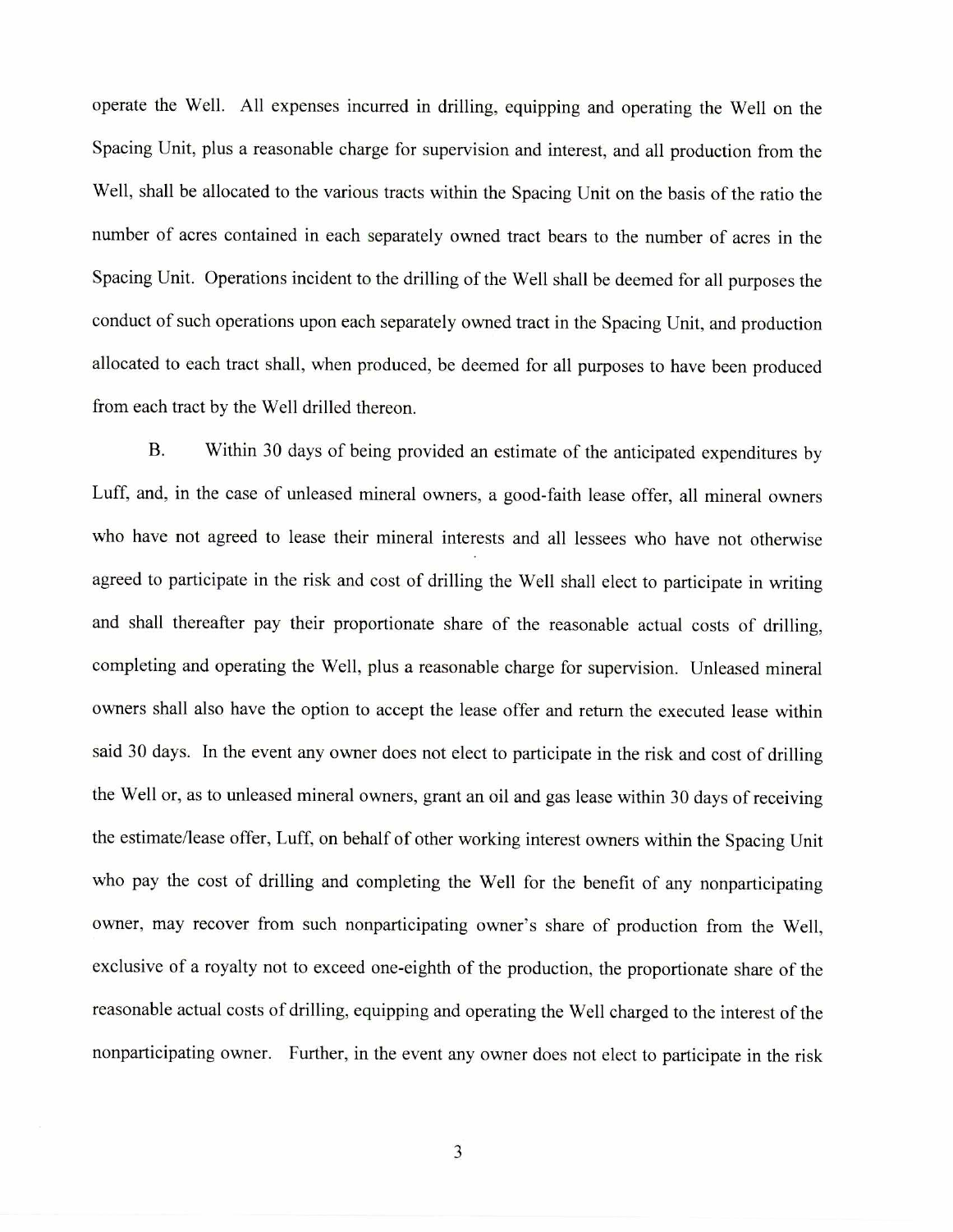operate the Well. All expenses incurred in drilling, equipping and operating the Well on the Spacing Unit, plus a reasonable charge for supervision and interest, and all production from the Well, shall be allocated to the various tracts within the Spacing Unit on the basis of the ratio the number of acres contained in each separately owned tract bears to the number of acres in the Spacing Unit. Operations incident to the drilling of the Well shall be deemed for all purposes the conduct of such operations upon each separately owned tract in the Spacing Unit, and production allocated to each tract shall, when produced, be deemed for all purposes to have been produced from each tract by the Well drilled thereon.

B. Within 30 days of being provided an estimate of the anticipated expenditures by Luff, and, in the case of unleased mineral owners, a good-faith lease offer, all mineral owners who have not agreed to lease their mineral interests and all lessees who have not otherwise agreed to participate in the risk and cost of drilling the Well shall elect to participate in writing and shall thereafter pay their proportionate share of the reasonable actual costs of drilling, completing and operating the Well, plus a reasonable charge for supervision. Unleased mineral owners shall also have the option to accept the lease offer and return the executed lease within said 30 days. In the event any owner does not elect to participate in the risk and cost of drilling the Well or, as to unleased mineral owners, grant an oil and gas lease within 30 days of receiving the estimate/lease offer, Luff, on behalf of other working interest owners within the Spacing Unit who pay the cost of drilling and completing the Well for the benefit of any nonparticipating owner, may recover from such nonparticipating owner's share of production from the Well, exclusive of a royalty not to exceed one-eighth of the production, the proportionate share of the reasonable actual costs of drilling, equipping and operating the Well charged to the interest of the nonparticipating owner. Further, in the event any owner does not elect to participate in the risk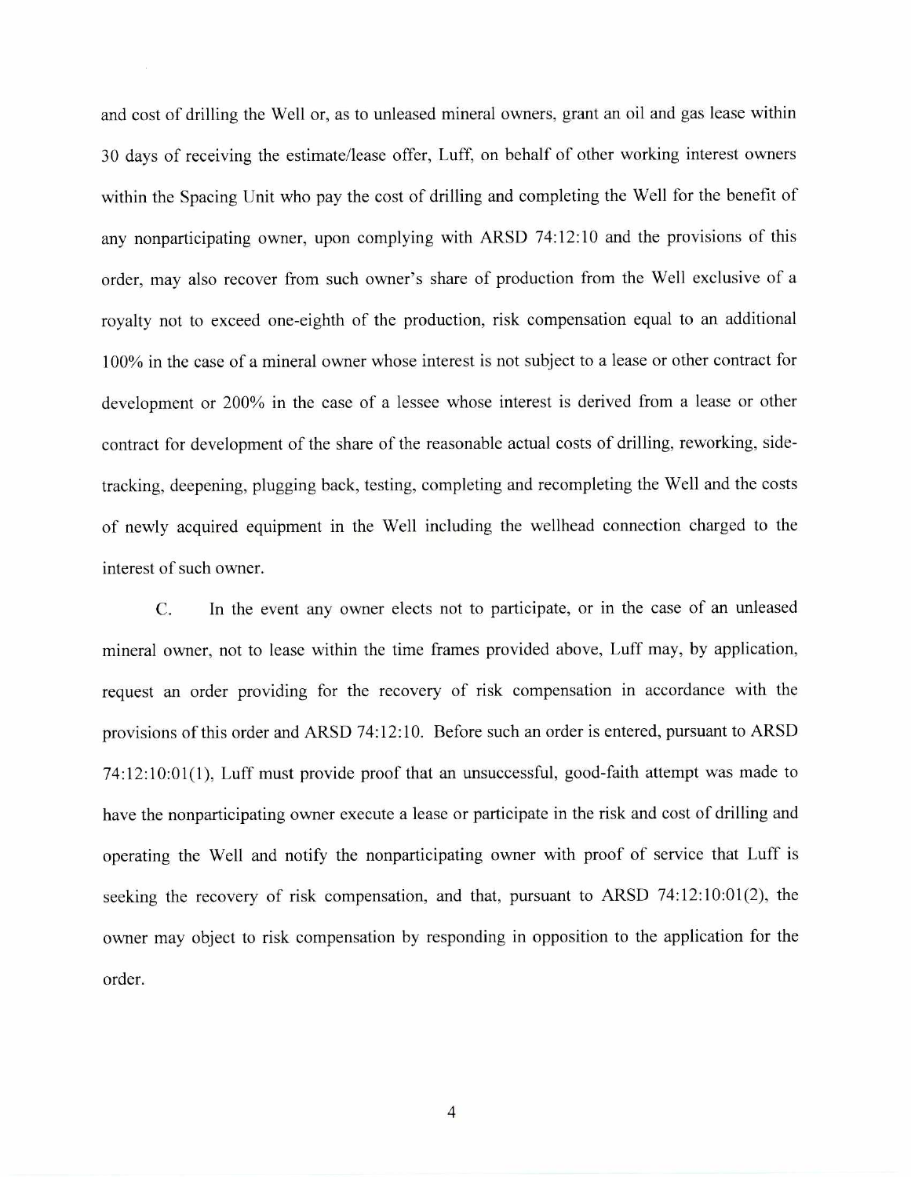and cost of drilling the Well or, as to unleased mineral owners, grant an oil and gas lease within 30 days of receiving the estimate/lease offer, Luff, on behalf of other working interest owners within the Spacing Unit who pay the cost of drilling and completing the Well for the benefit of any nonparticipating owner, upon complying with ARSD 74:12:10 and the provisions of this order, may also recover from such owner's share of production from the Well exclusive of a royalty not to exceed one-eighth of the production, risk compensation equal to an additional 100% in the case of a mineral owner whose interest is not subject to a lease or other contract for development or 200% in the case of a lessee whose interest is derived from a lease or other contract for development of the share of the reasonable actual costs of drilling, reworking, side-tracking, deepening, plugging back, testing, completing and recompleting the Well and the costs of newly acquired equipment in the Well including the wellhead connection charged to the interest of such owner.

C. In the event any owner elects not to participate, or in the case of an unleased mineral owner, not to lease within the time frames provided above, Luff may, by application, request an order providing for the recovery of risk compensation in accordance with the provisions of this order and ARSD 74:12:10. Before such an order is entered, pursuant to ARSD 74:12:10:01(1), Luff must provide proof that an unsuccessful, good-faith attempt was made to have the nonparticipating owner execute a lease or participate in the risk and cost of drilling and operating the Well and notify the nonparticipating owner with proof of service that Luff is seeking the recovery of risk compensation, and that, pursuant to ARSD 74:12:10:01(2), the owner may object to risk compensation by responding in opposition to the application for the order.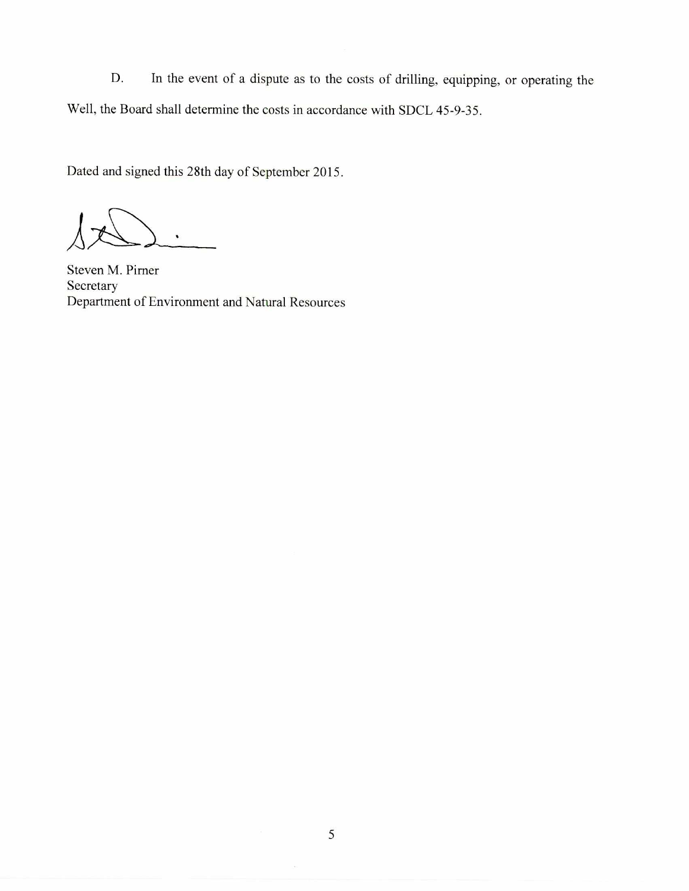D. In the event of a dispute as to the costs of drilling, equipping, or operating the Well, the Board shall determine the costs in accordance with SDCL 45-9-35.

Dated and signed this 28th day of September 2015.

Steven M. Pirner
Secretary
Department of Environment and Natural Resources